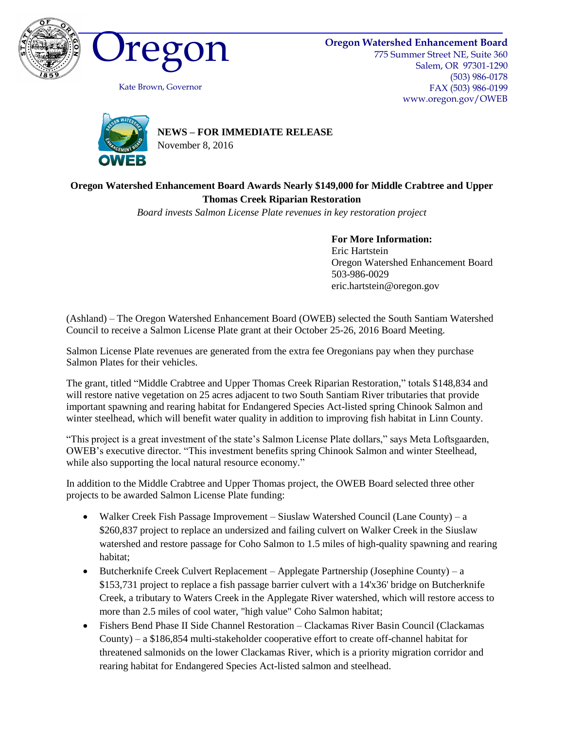Oregon

Kate Brown, Governor

**Oregon Watershed Enhancement Board**
775 Summer Street NE, Suite 360
Salem, OR 97301-1290
(503) 986-0178
FAX (503) 986-0199
www.oregon.gov/OWEB

**NEWS – FOR IMMEDIATE RELEASE**
November 8, 2016

## Oregon Watershed Enhancement Board Awards Nearly $149,000 for Middle Crabtree and Upper Thomas Creek Riparian Restoration

*Board invests Salmon License Plate revenues in key restoration project*

**For More Information:**
Eric Hartstein
Oregon Watershed Enhancement Board
503-986-0029
eric.hartstein@oregon.gov

(Ashland) – The Oregon Watershed Enhancement Board (OWEB) selected the South Santiam Watershed Council to receive a Salmon License Plate grant at their October 25-26, 2016 Board Meeting.

Salmon License Plate revenues are generated from the extra fee Oregonians pay when they purchase Salmon Plates for their vehicles.

The grant, titled "Middle Crabtree and Upper Thomas Creek Riparian Restoration," totals $148,834 and will restore native vegetation on 25 acres adjacent to two South Santiam River tributaries that provide important spawning and rearing habitat for Endangered Species Act-listed spring Chinook Salmon and winter steelhead, which will benefit water quality in addition to improving fish habitat in Linn County.

"This project is a great investment of the state's Salmon License Plate dollars," says Meta Loftsgaarden, OWEB's executive director. "This investment benefits spring Chinook Salmon and winter Steelhead, while also supporting the local natural resource economy."

In addition to the Middle Crabtree and Upper Thomas project, the OWEB Board selected three other projects to be awarded Salmon License Plate funding:

- Walker Creek Fish Passage Improvement – Siuslaw Watershed Council (Lane County) – a $260,837 project to replace an undersized and failing culvert on Walker Creek in the Siuslaw watershed and restore passage for Coho Salmon to 1.5 miles of high-quality spawning and rearing habitat;
- Butcherknife Creek Culvert Replacement – Applegate Partnership (Josephine County) – a $153,731 project to replace a fish passage barrier culvert with a 14'x36' bridge on Butcherknife Creek, a tributary to Waters Creek in the Applegate River watershed, which will restore access to more than 2.5 miles of cool water, "high value" Coho Salmon habitat;
- Fishers Bend Phase II Side Channel Restoration – Clackamas River Basin Council (Clackamas County) – a $186,854 multi-stakeholder cooperative effort to create off-channel habitat for threatened salmonids on the lower Clackamas River, which is a priority migration corridor and rearing habitat for Endangered Species Act-listed salmon and steelhead.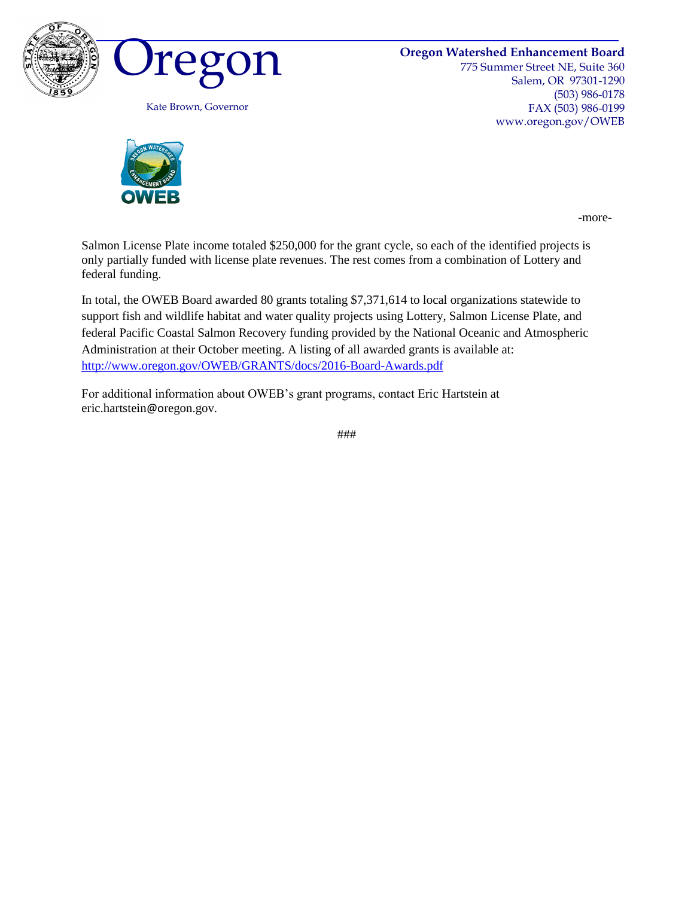Oregon

Kate Brown, Governor

**Oregon Watershed Enhancement Board**
775 Summer Street NE, Suite 360
Salem, OR 97301-1290
(503) 986-0178
FAX (503) 986-0199
www.oregon.gov/OWEB

-more-

Salmon License Plate income totaled $250,000 for the grant cycle, so each of the identified projects is only partially funded with license plate revenues. The rest comes from a combination of Lottery and federal funding.

In total, the OWEB Board awarded 80 grants totaling $7,371,614 to local organizations statewide to support fish and wildlife habitat and water quality projects using Lottery, Salmon License Plate, and federal Pacific Coastal Salmon Recovery funding provided by the National Oceanic and Atmospheric Administration at their October meeting. A listing of all awarded grants is available at: [http://www.oregon.gov/OWEB/GRANTS/docs/2016-Board-Awards.pdf](http://www.oregon.gov/OWEB/GRANTS/docs/2016-Board-Awards.pdf)

For additional information about OWEB's grant programs, contact Eric Hartstein at eric.hartstein@oregon.gov.

###